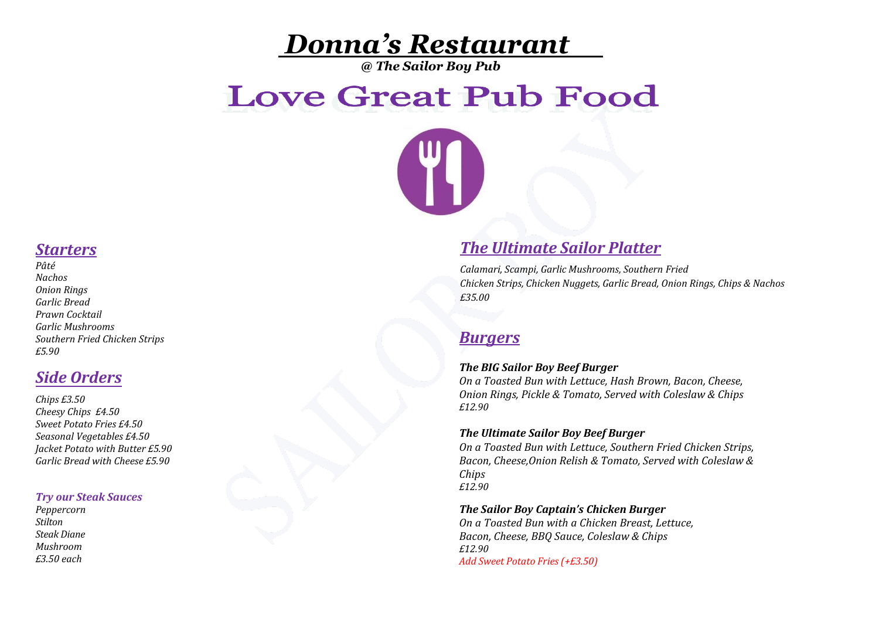# *Donna's Restaurant*

***@ The Sailor Boy Pub***

# Love Great Pub Food

## *Starters*

*Pâté*
*Nachos*
*Onion Rings*
*Garlic Bread*
*Prawn Cocktail*
*Garlic Mushrooms*
*Southern Fried Chicken Strips*
*£5.90*

## *Side Orders*

*Chips £3.50*
*Cheesy Chips £4.50*
*Sweet Potato Fries £4.50*
*Seasonal Vegetables £4.50*
*Jacket Potato with Butter £5.90*
*Garlic Bread with Cheese £5.90*

### *Try our Steak Sauces*

*Peppercorn*
*Stilton*
*Steak Diane*
*Mushroom*
*£3.50 each*

## *The Ultimate Sailor Platter*

*Calamari, Scampi, Garlic Mushrooms, Southern Fried Chicken Strips, Chicken Nuggets, Garlic Bread, Onion Rings, Chips & Nachos*
*£35.00*

## *Burgers*

***The BIG Sailor Boy Beef Burger***
*On a Toasted Bun with Lettuce, Hash Brown, Bacon, Cheese, Onion Rings, Pickle & Tomato, Served with Coleslaw & Chips*
*£12.90*

***The Ultimate Sailor Boy Beef Burger***
*On a Toasted Bun with Lettuce, Southern Fried Chicken Strips, Bacon, Cheese,Onion Relish & Tomato, Served with Coleslaw & Chips*
*£12.90*

***The Sailor Boy Captain's Chicken Burger***
*On a Toasted Bun with a Chicken Breast, Lettuce, Bacon, Cheese, BBQ Sauce, Coleslaw & Chips*
*£12.90*
*Add Sweet Potato Fries (+£3.50)*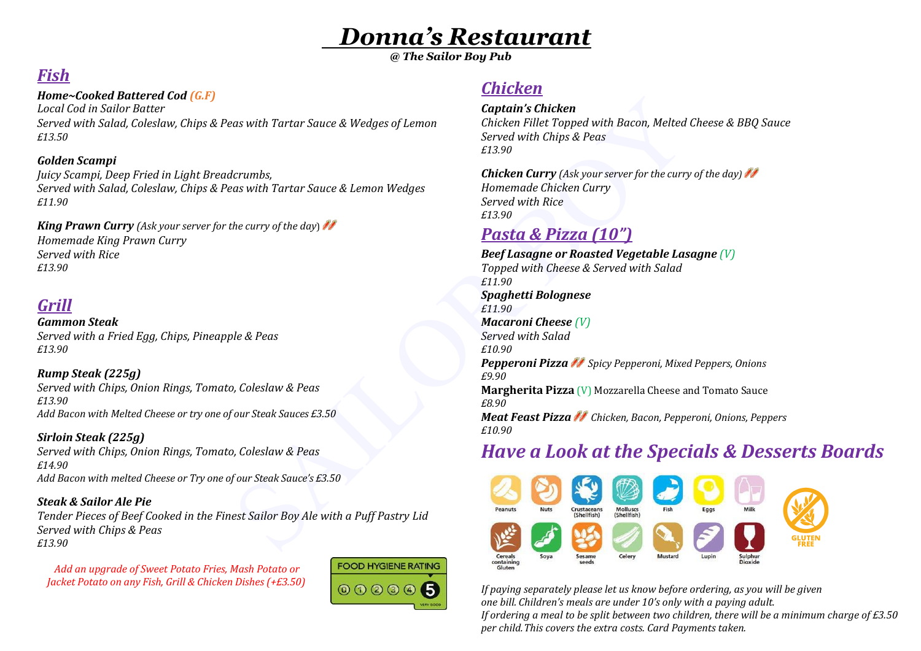# *Donna's Restaurant*

***@ The Sailor Boy Pub***

## *Fish*

***Home~Cooked Battered Cod*** *(G.F)*
*Local Cod in Sailor Batter*
*Served with Salad, Coleslaw, Chips & Peas with Tartar Sauce & Wedges of Lemon*
*£13.50*

***Golden Scampi***
*Juicy Scampi, Deep Fried in Light Breadcrumbs,*
*Served with Salad, Coleslaw, Chips & Peas with Tartar Sauce & Lemon Wedges*
*£11.90*

***King Prawn Curry*** *(Ask your server for the curry of the day)*
*Homemade King Prawn Curry*
*Served with Rice*
*£13.90*

## *Grill*

***Gammon Steak***
*Served with a Fried Egg, Chips, Pineapple & Peas*
*£13.90*

***Rump Steak (225g)***
*Served with Chips, Onion Rings, Tomato, Coleslaw & Peas*
*£13.90*
*Add Bacon with Melted Cheese or try one of our Steak Sauces £3.50*

***Sirloin Steak (225g)***
*Served with Chips, Onion Rings, Tomato, Coleslaw & Peas*
*£14.90*
*Add Bacon with melted Cheese or Try one of our Steak Sauce's £3.50*

***Steak & Sailor Ale Pie***
*Tender Pieces of Beef Cooked in the Finest Sailor Boy Ale with a Puff Pastry Lid*
*Served with Chips & Peas*
*£13.90*

*Add an upgrade of Sweet Potato Fries, Mash Potato or Jacket Potato on any Fish, Grill & Chicken Dishes (+£3.50)*

FOOD HYGIENE RATING 0 1 2 3 4 5 VERY GOOD

## *Chicken*

***Captain's Chicken***
*Chicken Fillet Topped with Bacon, Melted Cheese & BBQ Sauce*
*Served with Chips & Peas*
*£13.90*

***Chicken Curry*** *(Ask your server for the curry of the day)*
*Homemade Chicken Curry*
*Served with Rice*
*£13.90*

## *Pasta & Pizza (10")*

***Beef Lasagne or Roasted Vegetable Lasagne*** *(V)*
*Topped with Cheese & Served with Salad*
*£11.90*

***Spaghetti Bolognese***
*£11.90*

***Macaroni Cheese*** *(V)*
*Served with Salad*
*£10.90*

***Pepperoni Pizza*** *Spicy Pepperoni, Mixed Peppers, Onions*
*£9.90*

**Margherita Pizza** (V) Mozzarella Cheese and Tomato Sauce
*£8.90*

***Meat Feast Pizza*** *Chicken, Bacon, Pepperoni, Onions, Peppers*
*£10.90*

## *Have a Look at the Specials & Desserts Boards*

Peanuts, Nuts, Crustaceans (Shellfish), Molluscs (Shellfish), Fish, Eggs, Milk, Cereals containing Gluten, Soya, Sesame seeds, Celery, Mustard, Lupin, Sulphur Dioxide, GLUTEN FREE

*If paying separately please let us know before ordering, as you will be given one bill. Children's meals are under 10's only with a paying adult.*
*If ordering a meal to be split between two children, there will be a minimum charge of £3.50 per child. This covers the extra costs. Card Payments taken.*